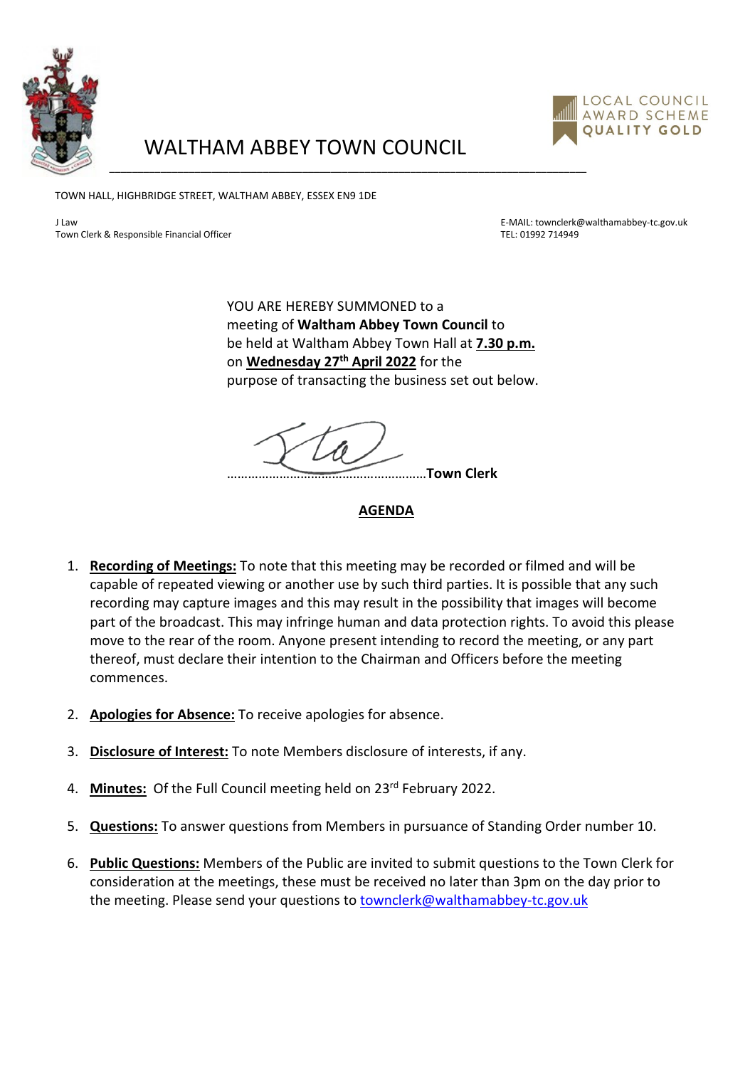# WALTHAM ABBEY TOWN COUNCIL

LOCAL COUNCIL AWARD SCHEME QUALITY GOLD

TOWN HALL, HIGHBRIDGE STREET, WALTHAM ABBEY, ESSEX EN9 1DE

J Law
Town Clerk & Responsible Financial Officer

E-MAIL: townclerk@walthamabbey-tc.gov.uk
TEL: 01992 714949

YOU ARE HEREBY SUMMONED to a meeting of **Waltham Abbey Town Council** to be held at Waltham Abbey Town Hall at **7.30 p.m.** on **Wednesday 27th April 2022** for the purpose of transacting the business set out below.

…………………………………………………**Town Clerk**

## AGENDA

1. **Recording of Meetings:** To note that this meeting may be recorded or filmed and will be capable of repeated viewing or another use by such third parties. It is possible that any such recording may capture images and this may result in the possibility that images will become part of the broadcast. This may infringe human and data protection rights. To avoid this please move to the rear of the room. Anyone present intending to record the meeting, or any part thereof, must declare their intention to the Chairman and Officers before the meeting commences.

2. **Apologies for Absence:** To receive apologies for absence.

3. **Disclosure of Interest:** To note Members disclosure of interests, if any.

4. **Minutes:** Of the Full Council meeting held on 23rd February 2022.

5. **Questions:** To answer questions from Members in pursuance of Standing Order number 10.

6. **Public Questions:** Members of the Public are invited to submit questions to the Town Clerk for consideration at the meetings, these must be received no later than 3pm on the day prior to the meeting. Please send your questions to townclerk@walthamabbey-tc.gov.uk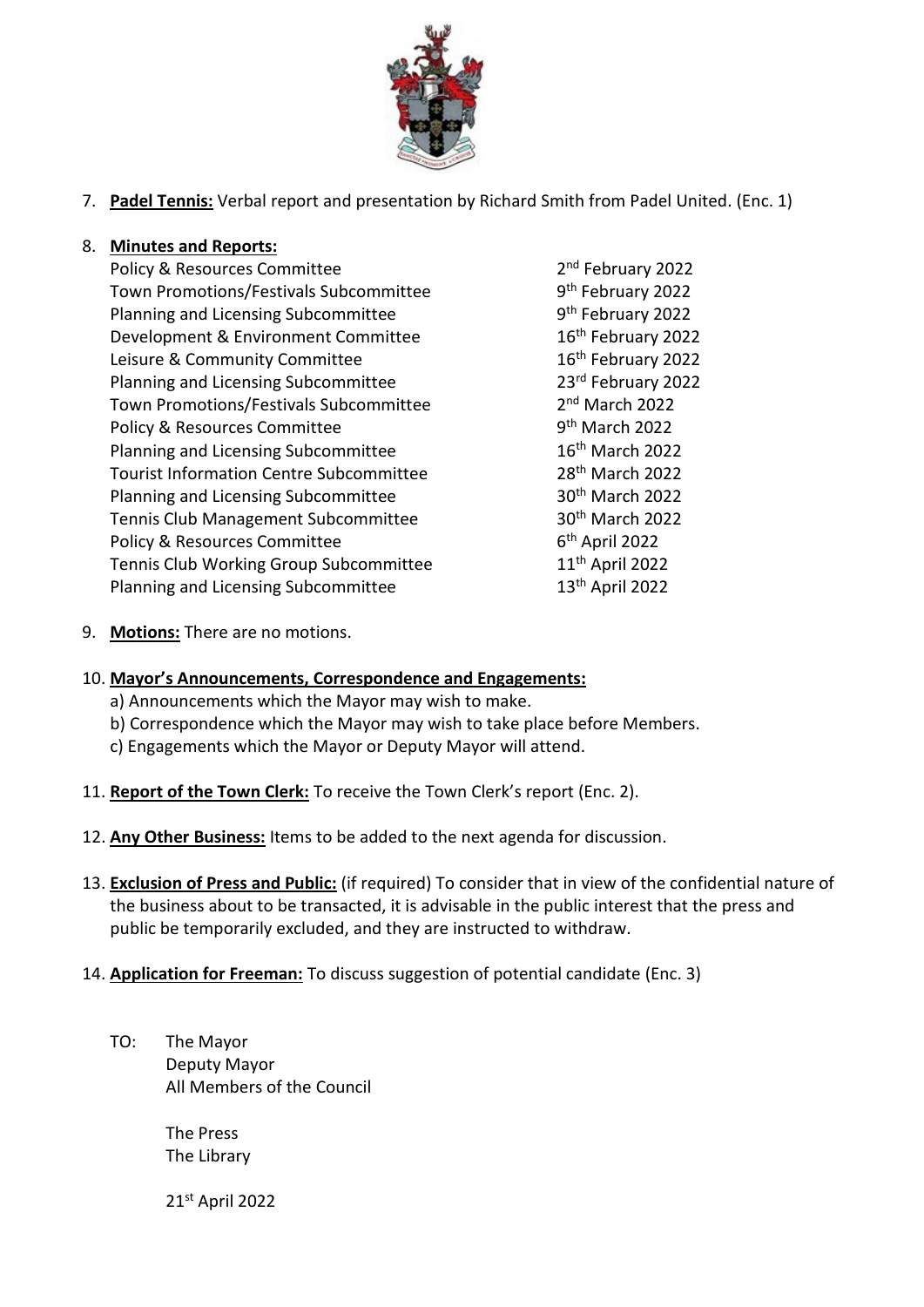7. **Padel Tennis:** Verbal report and presentation by Richard Smith from Padel United. (Enc. 1)

8. **Minutes and Reports:**

| | |
|---|---|
| Policy & Resources Committee | 2nd February 2022 |
| Town Promotions/Festivals Subcommittee | 9th February 2022 |
| Planning and Licensing Subcommittee | 9th February 2022 |
| Development & Environment Committee | 16th February 2022 |
| Leisure & Community Committee | 16th February 2022 |
| Planning and Licensing Subcommittee | 23rd February 2022 |
| Town Promotions/Festivals Subcommittee | 2nd March 2022 |
| Policy & Resources Committee | 9th March 2022 |
| Planning and Licensing Subcommittee | 16th March 2022 |
| Tourist Information Centre Subcommittee | 28th March 2022 |
| Planning and Licensing Subcommittee | 30th March 2022 |
| Tennis Club Management Subcommittee | 30th March 2022 |
| Policy & Resources Committee | 6th April 2022 |
| Tennis Club Working Group Subcommittee | 11th April 2022 |
| Planning and Licensing Subcommittee | 13th April 2022 |

9. **Motions:** There are no motions.

10. **Mayor's Announcements, Correspondence and Engagements:**
    a) Announcements which the Mayor may wish to make.
    b) Correspondence which the Mayor may wish to take place before Members.
    c) Engagements which the Mayor or Deputy Mayor will attend.

11. **Report of the Town Clerk:** To receive the Town Clerk's report (Enc. 2).

12. **Any Other Business:** Items to be added to the next agenda for discussion.

13. **Exclusion of Press and Public:** (if required) To consider that in view of the confidential nature of the business about to be transacted, it is advisable in the public interest that the press and public be temporarily excluded, and they are instructed to withdraw.

14. **Application for Freeman:** To discuss suggestion of potential candidate (Enc. 3)

TO: The Mayor
Deputy Mayor
All Members of the Council

The Press
The Library

21st April 2022